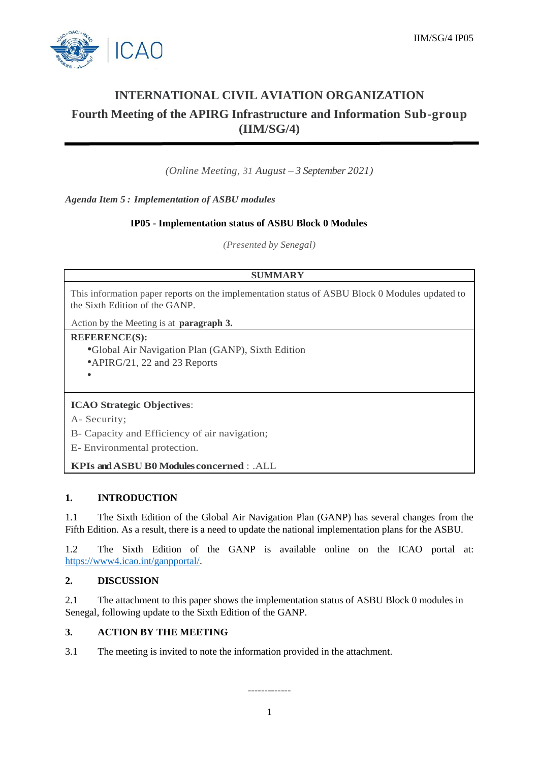IIM/SG/4 IP05

# INTERNATIONAL CIVIL AVIATION ORGANIZATION

## Fourth Meeting of the APIRG Infrastructure and Information Sub-group (IIM/SG/4)

*(Online Meeting, 31 August – 3 September 2021)*

***Agenda Item 5 : Implementation of ASBU modules***

**IP05 - Implementation status of ASBU Block 0 Modules**

*(Presented by Senegal)*

| SUMMARY |
|---|
| This information paper reports on the implementation status of ASBU Block 0 Modules updated to the Sixth Edition of the GANP.<br><br>Action by the Meeting is at **paragraph 3.** |
| **REFERENCE(S):**<br>• Global Air Navigation Plan (GANP), Sixth Edition<br>• APIRG/21, 22 and 23 Reports<br>• |
| **ICAO Strategic Objectives**:<br>A- Security;<br>B- Capacity and Efficiency of air navigation;<br>E- Environmental protection.<br><br>**KPIs and ASBU B0 Modules concerned** : .ALL |

### 1. INTRODUCTION

1.1 The Sixth Edition of the Global Air Navigation Plan (GANP) has several changes from the Fifth Edition. As a result, there is a need to update the national implementation plans for the ASBU.

1.2 The Sixth Edition of the GANP is available online on the ICAO portal at: https://www4.icao.int/ganpportal/.

### 2. DISCUSSION

2.1 The attachment to this paper shows the implementation status of ASBU Block 0 modules in Senegal, following update to the Sixth Edition of the GANP.

### 3. ACTION BY THE MEETING

3.1 The meeting is invited to note the information provided in the attachment.

-------------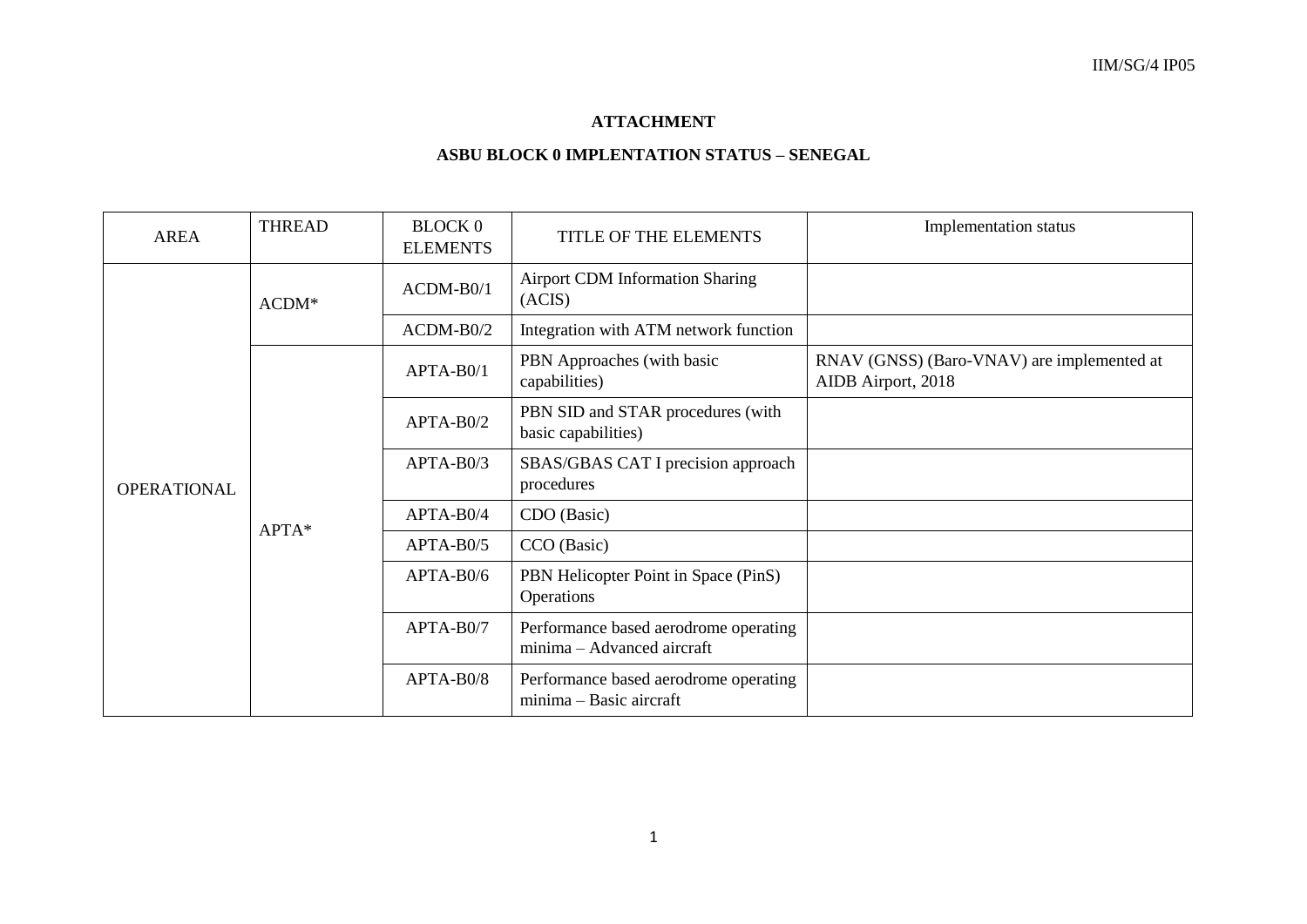## ATTACHMENT

## ASBU BLOCK 0 IMPLENTATION STATUS – SENEGAL

| AREA | THREAD | BLOCK 0 ELEMENTS | TITLE OF THE ELEMENTS | Implementation status |
|---|---|---|---|---|
| OPERATIONAL | ACDM* | ACDM-B0/1 | Airport CDM Information Sharing (ACIS) | |
| | | ACDM-B0/2 | Integration with ATM network function | |
| | APTA* | APTA-B0/1 | PBN Approaches (with basic capabilities) | RNAV (GNSS) (Baro-VNAV) are implemented at AIDB Airport, 2018 |
| | | APTA-B0/2 | PBN SID and STAR procedures (with basic capabilities) | |
| | | APTA-B0/3 | SBAS/GBAS CAT I precision approach procedures | |
| | | APTA-B0/4 | CDO (Basic) | |
| | | APTA-B0/5 | CCO (Basic) | |
| | | APTA-B0/6 | PBN Helicopter Point in Space (PinS) Operations | |
| | | APTA-B0/7 | Performance based aerodrome operating minima – Advanced aircraft | |
| | | APTA-B0/8 | Performance based aerodrome operating minima – Basic aircraft | |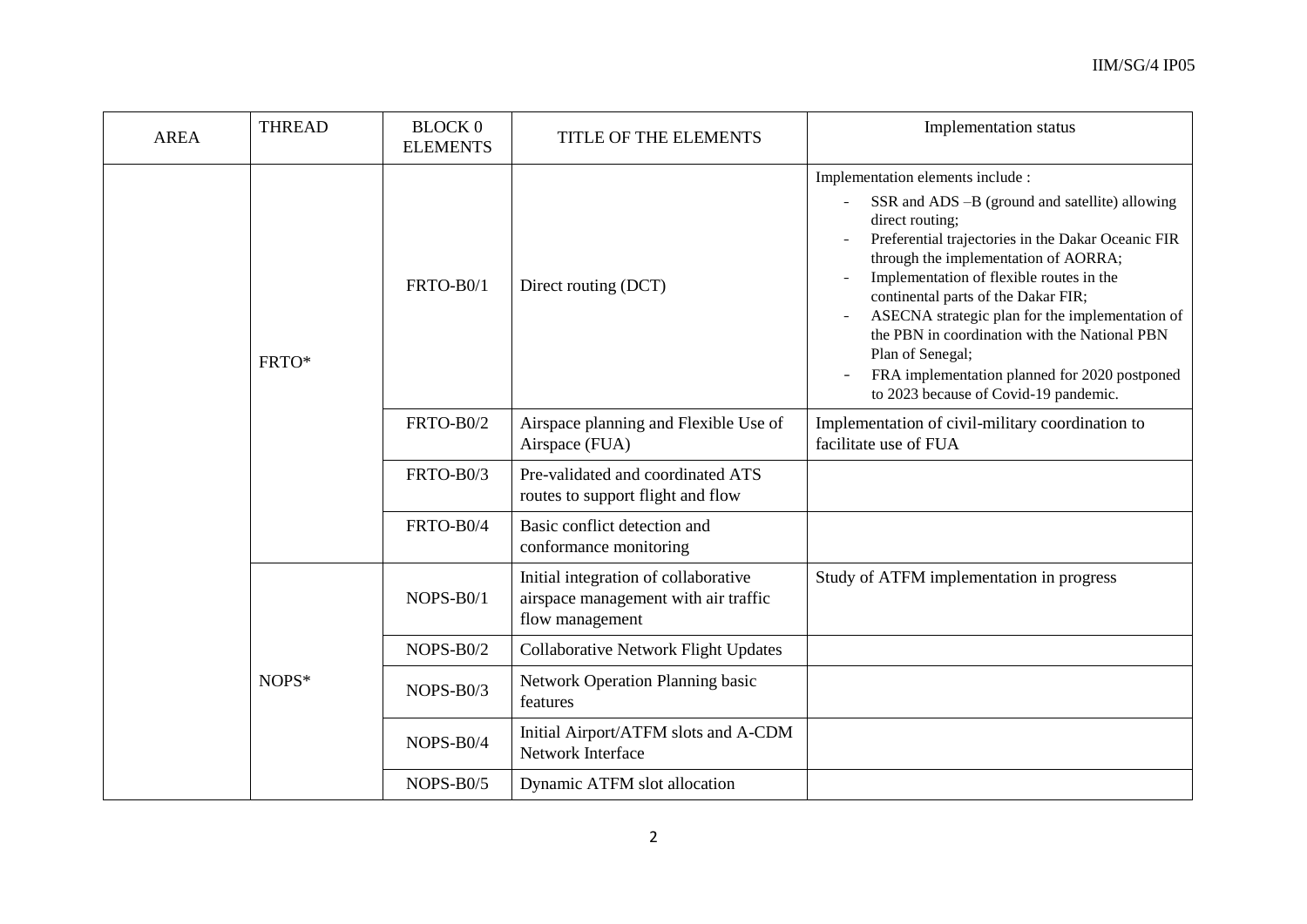| AREA | THREAD | BLOCK 0 ELEMENTS | TITLE OF THE ELEMENTS | Implementation status |
|---|---|---|---|---|
| | FRTO* | FRTO-B0/1 | Direct routing (DCT) | Implementation elements include :<br>- SSR and ADS –B (ground and satellite) allowing direct routing;<br>- Preferential trajectories in the Dakar Oceanic FIR through the implementation of AORRA;<br>- Implementation of flexible routes in the continental parts of the Dakar FIR;<br>- ASECNA strategic plan for the implementation of the PBN in coordination with the National PBN Plan of Senegal;<br>- FRA implementation planned for 2020 postponed to 2023 because of Covid-19 pandemic. |
| | | FRTO-B0/2 | Airspace planning and Flexible Use of Airspace (FUA) | Implementation of civil-military coordination to facilitate use of FUA |
| | | FRTO-B0/3 | Pre-validated and coordinated ATS routes to support flight and flow | |
| | | FRTO-B0/4 | Basic conflict detection and conformance monitoring | |
| | NOPS* | NOPS-B0/1 | Initial integration of collaborative airspace management with air traffic flow management | Study of ATFM implementation in progress |
| | | NOPS-B0/2 | Collaborative Network Flight Updates | |
| | | NOPS-B0/3 | Network Operation Planning basic features | |
| | | NOPS-B0/4 | Initial Airport/ATFM slots and A-CDM Network Interface | |
| | | NOPS-B0/5 | Dynamic ATFM slot allocation | |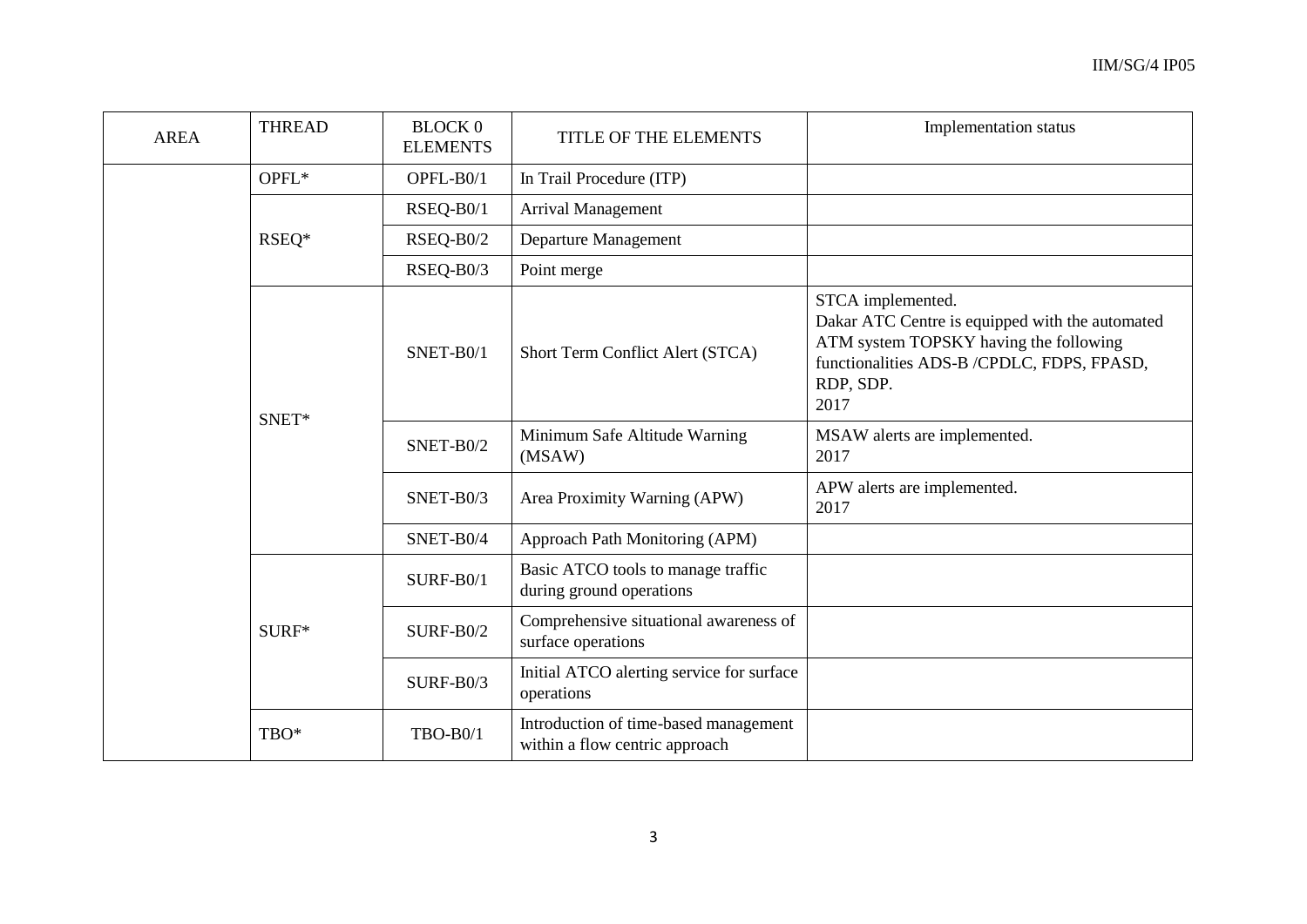| AREA | THREAD | BLOCK 0 ELEMENTS | TITLE OF THE ELEMENTS | Implementation status |
|---|---|---|---|---|
| | OPFL* | OPFL-B0/1 | In Trail Procedure (ITP) | |
| | RSEQ* | RSEQ-B0/1 | Arrival Management | |
| | | RSEQ-B0/2 | Departure Management | |
| | | RSEQ-B0/3 | Point merge | |
| | SNET* | SNET-B0/1 | Short Term Conflict Alert (STCA) | STCA implemented.<br>Dakar ATC Centre is equipped with the automated ATM system TOPSKY having the following functionalities ADS-B /CPDLC, FDPS, FPASD, RDP, SDP.<br>2017 |
| | | SNET-B0/2 | Minimum Safe Altitude Warning (MSAW) | MSAW alerts are implemented.<br>2017 |
| | | SNET-B0/3 | Area Proximity Warning (APW) | APW alerts are implemented.<br>2017 |
| | | SNET-B0/4 | Approach Path Monitoring (APM) | |
| | SURF* | SURF-B0/1 | Basic ATCO tools to manage traffic during ground operations | |
| | | SURF-B0/2 | Comprehensive situational awareness of surface operations | |
| | | SURF-B0/3 | Initial ATCO alerting service for surface operations | |
| | TBO* | TBO-B0/1 | Introduction of time-based management within a flow centric approach | |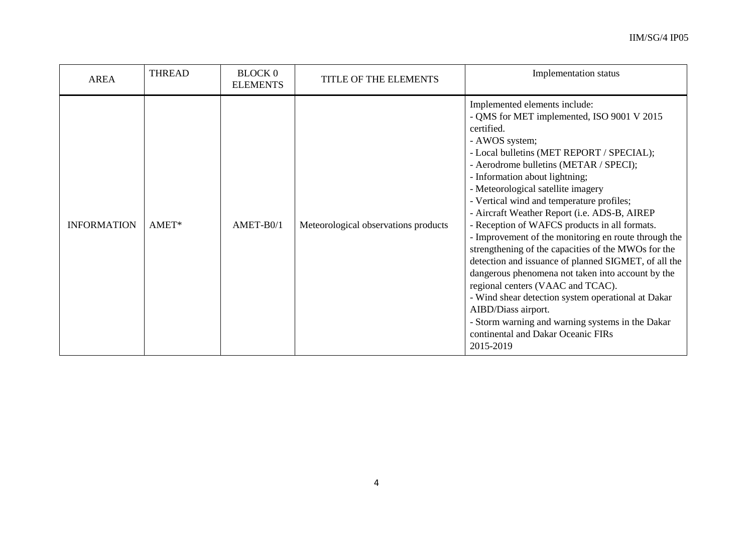| AREA | THREAD | BLOCK 0 ELEMENTS | TITLE OF THE ELEMENTS | Implementation status |
|---|---|---|---|---|
| INFORMATION | AMET* | AMET-B0/1 | Meteorological observations products | Implemented elements include:<br>- QMS for MET implemented, ISO 9001 V 2015 certified.<br>- AWOS system;<br>- Local bulletins (MET REPORT / SPECIAL);<br>- Aerodrome bulletins (METAR / SPECI);<br>- Information about lightning;<br>- Meteorological satellite imagery<br>- Vertical wind and temperature profiles;<br>- Aircraft Weather Report (i.e. ADS-B, AIREP<br>- Reception of WAFCS products in all formats.<br>- Improvement of the monitoring en route through the strengthening of the capacities of the MWOs for the detection and issuance of planned SIGMET, of all the dangerous phenomena not taken into account by the regional centers (VAAC and TCAC).<br>- Wind shear detection system operational at Dakar AIBD/Diass airport.<br>- Storm warning and warning systems in the Dakar continental and Dakar Oceanic FIRs<br>2015-2019 |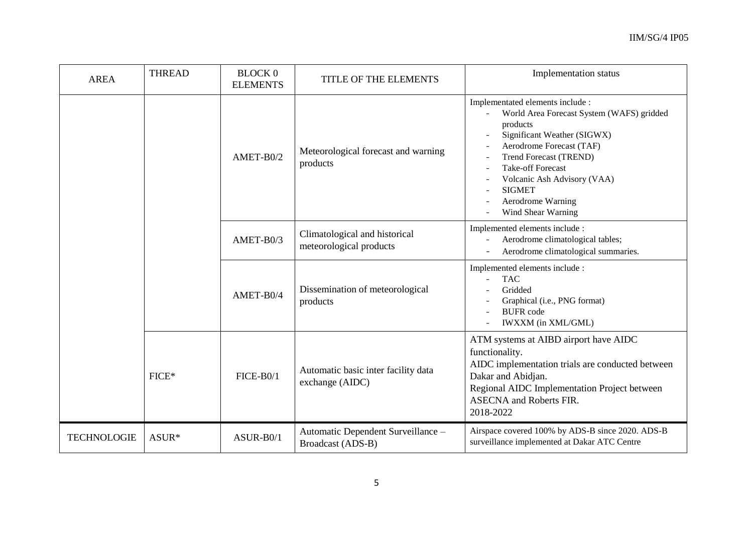| AREA | THREAD | BLOCK 0 ELEMENTS | TITLE OF THE ELEMENTS | Implementation status |
|---|---|---|---|---|
| | | AMET-B0/2 | Meteorological forecast and warning products | Implementated elements include :<br>- World Area Forecast System (WAFS) gridded products<br>- Significant Weather (SIGWX)<br>- Aerodrome Forecast (TAF)<br>- Trend Forecast (TREND)<br>- Take-off Forecast<br>- Volcanic Ash Advisory (VAA)<br>- SIGMET<br>- Aerodrome Warning<br>- Wind Shear Warning |
| | | AMET-B0/3 | Climatological and historical meteorological products | Implemented elements include :<br>- Aerodrome climatological tables;<br>- Aerodrome climatological summaries. |
| | | AMET-B0/4 | Dissemination of meteorological products | Implemented elements include :<br>- TAC<br>- Gridded<br>- Graphical (i.e., PNG format)<br>- BUFR code<br>- IWXXM (in XML/GML) |
| | FICE* | FICE-B0/1 | Automatic basic inter facility data exchange (AIDC) | ATM systems at AIBD airport have AIDC functionality.<br>AIDC implementation trials are conducted between Dakar and Abidjan.<br>Regional AIDC Implementation Project between ASECNA and Roberts FIR.<br>2018-2022 |
| TECHNOLOGIE | ASUR* | ASUR-B0/1 | Automatic Dependent Surveillance – Broadcast (ADS-B) | Airspace covered 100% by ADS-B since 2020. ADS-B surveillance implemented at Dakar ATC Centre |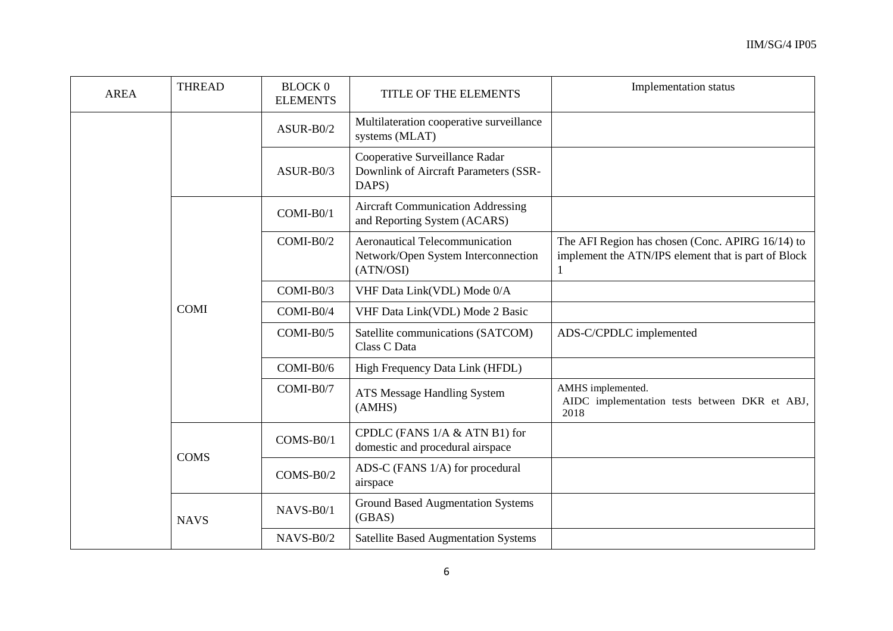| AREA | THREAD | BLOCK 0 ELEMENTS | TITLE OF THE ELEMENTS | Implementation status |
| --- | --- | --- | --- | --- |
| | | ASUR-B0/2 | Multilateration cooperative surveillance systems (MLAT) | |
| | | ASUR-B0/3 | Cooperative Surveillance Radar Downlink of Aircraft Parameters (SSR-DAPS) | |
| | COMI | COMI-B0/1 | Aircraft Communication Addressing and Reporting System (ACARS) | |
| | | COMI-B0/2 | Aeronautical Telecommunication Network/Open System Interconnection (ATN/OSI) | The AFI Region has chosen (Conc. APIRG 16/14) to implement the ATN/IPS element that is part of Block 1 |
| | | COMI-B0/3 | VHF Data Link(VDL) Mode 0/A | |
| | | COMI-B0/4 | VHF Data Link(VDL) Mode 2 Basic | |
| | | COMI-B0/5 | Satellite communications (SATCOM) Class C Data | ADS-C/CPDLC implemented |
| | | COMI-B0/6 | High Frequency Data Link (HFDL) | |
| | | COMI-B0/7 | ATS Message Handling System (AMHS) | AMHS implemented.<br>AIDC implementation tests between DKR et ABJ, 2018 |
| | COMS | COMS-B0/1 | CPDLC (FANS 1/A & ATN B1) for domestic and procedural airspace | |
| | | COMS-B0/2 | ADS-C (FANS 1/A) for procedural airspace | |
| | NAVS | NAVS-B0/1 | Ground Based Augmentation Systems (GBAS) | |
| | | NAVS-B0/2 | Satellite Based Augmentation Systems | |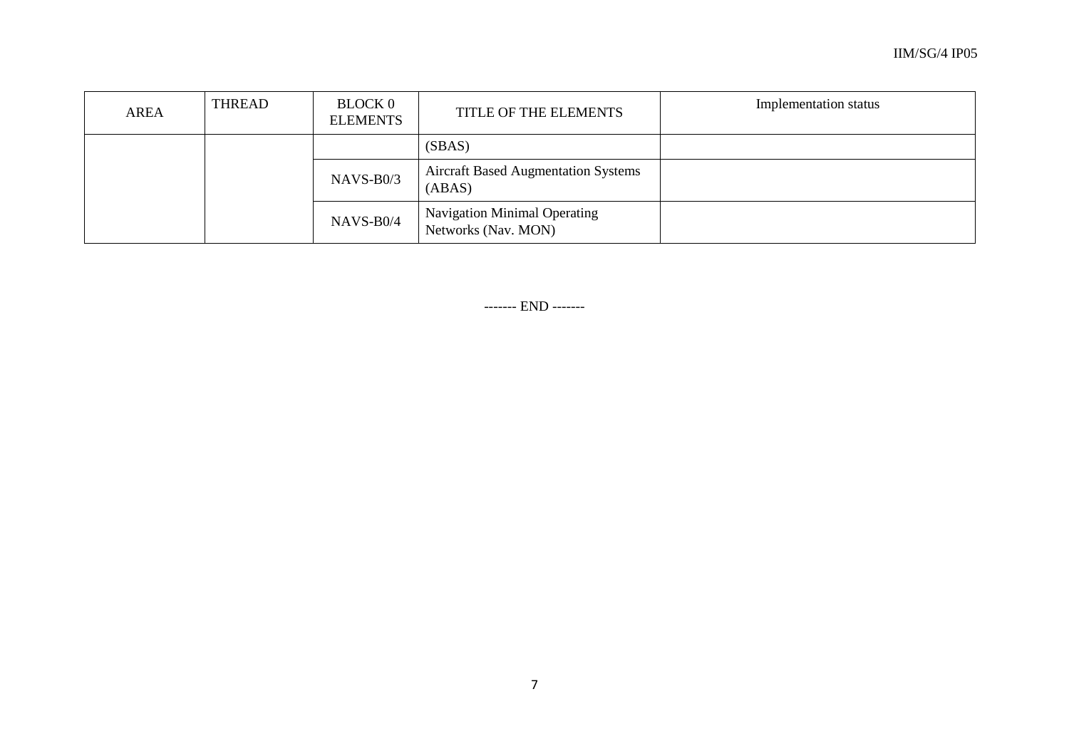| AREA | THREAD | BLOCK 0 ELEMENTS | TITLE OF THE ELEMENTS | Implementation status |
|---|---|---|---|---|
| | | | (SBAS) | |
| | | NAVS-B0/3 | Aircraft Based Augmentation Systems (ABAS) | |
| | | NAVS-B0/4 | Navigation Minimal Operating Networks (Nav. MON) | |

------- END -------